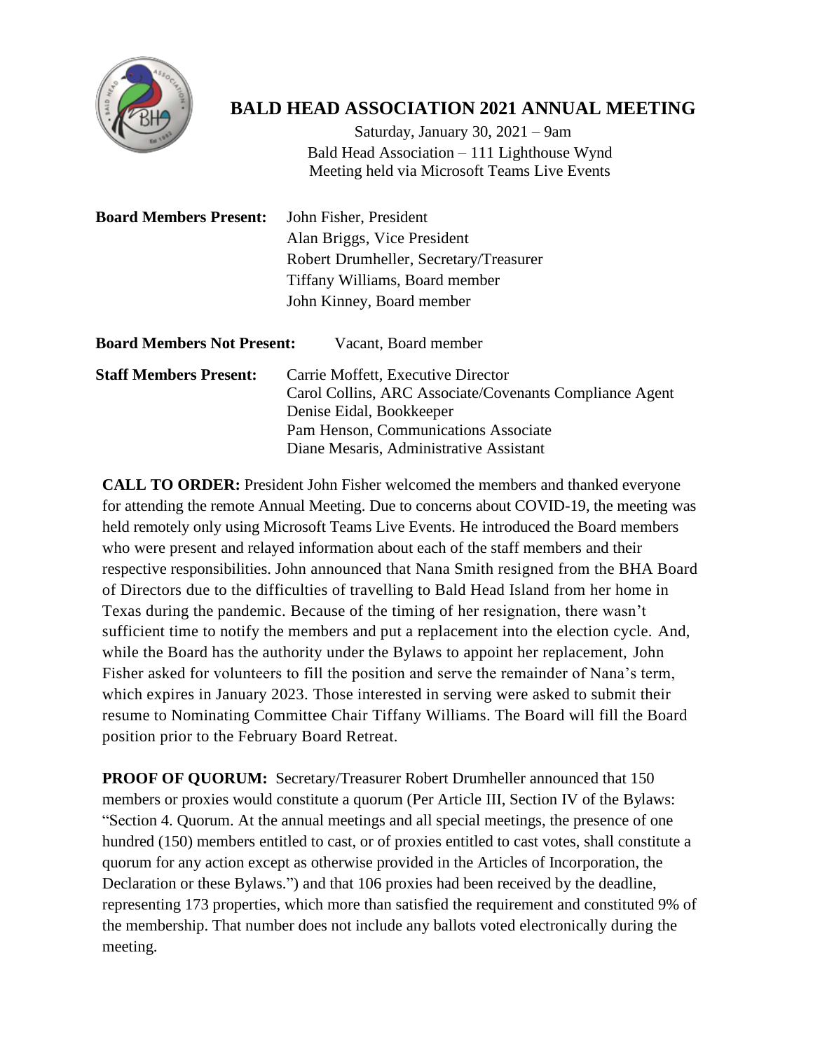# BALD HEAD ASSOCIATION 2021 ANNUAL MEETING

Saturday, January 30, 2021 – 9am
Bald Head Association – 111 Lighthouse Wynd
Meeting held via Microsoft Teams Live Events

**Board Members Present:** John Fisher, President
Alan Briggs, Vice President
Robert Drumheller, Secretary/Treasurer
Tiffany Williams, Board member
John Kinney, Board member

**Board Members Not Present:** Vacant, Board member

**Staff Members Present:** Carrie Moffett, Executive Director
Carol Collins, ARC Associate/Covenants Compliance Agent
Denise Eidal, Bookkeeper
Pam Henson, Communications Associate
Diane Mesaris, Administrative Assistant

**CALL TO ORDER:** President John Fisher welcomed the members and thanked everyone for attending the remote Annual Meeting. Due to concerns about COVID-19, the meeting was held remotely only using Microsoft Teams Live Events. He introduced the Board members who were present and relayed information about each of the staff members and their respective responsibilities. John announced that Nana Smith resigned from the BHA Board of Directors due to the difficulties of travelling to Bald Head Island from her home in Texas during the pandemic. Because of the timing of her resignation, there wasn't sufficient time to notify the members and put a replacement into the election cycle. And, while the Board has the authority under the Bylaws to appoint her replacement, John Fisher asked for volunteers to fill the position and serve the remainder of Nana's term, which expires in January 2023. Those interested in serving were asked to submit their resume to Nominating Committee Chair Tiffany Williams. The Board will fill the Board position prior to the February Board Retreat.

**PROOF OF QUORUM:** Secretary/Treasurer Robert Drumheller announced that 150 members or proxies would constitute a quorum (Per Article III, Section IV of the Bylaws: "Section 4. Quorum. At the annual meetings and all special meetings, the presence of one hundred (150) members entitled to cast, or of proxies entitled to cast votes, shall constitute a quorum for any action except as otherwise provided in the Articles of Incorporation, the Declaration or these Bylaws.") and that 106 proxies had been received by the deadline, representing 173 properties, which more than satisfied the requirement and constituted 9% of the membership. That number does not include any ballots voted electronically during the meeting.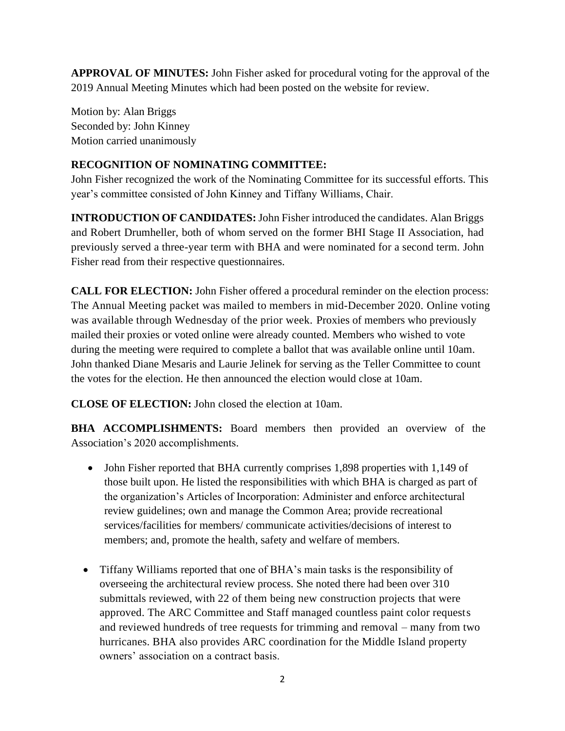**APPROVAL OF MINUTES:** John Fisher asked for procedural voting for the approval of the 2019 Annual Meeting Minutes which had been posted on the website for review.

Motion by: Alan Briggs
Seconded by: John Kinney
Motion carried unanimously

**RECOGNITION OF NOMINATING COMMITTEE:**
John Fisher recognized the work of the Nominating Committee for its successful efforts. This year's committee consisted of John Kinney and Tiffany Williams, Chair.

**INTRODUCTION OF CANDIDATES:** John Fisher introduced the candidates. Alan Briggs and Robert Drumheller, both of whom served on the former BHI Stage II Association, had previously served a three-year term with BHA and were nominated for a second term. John Fisher read from their respective questionnaires.

**CALL FOR ELECTION:** John Fisher offered a procedural reminder on the election process: The Annual Meeting packet was mailed to members in mid-December 2020. Online voting was available through Wednesday of the prior week. Proxies of members who previously mailed their proxies or voted online were already counted. Members who wished to vote during the meeting were required to complete a ballot that was available online until 10am. John thanked Diane Mesaris and Laurie Jelinek for serving as the Teller Committee to count the votes for the election. He then announced the election would close at 10am.

**CLOSE OF ELECTION:** John closed the election at 10am.

**BHA ACCOMPLISHMENTS:** Board members then provided an overview of the Association's 2020 accomplishments.

- John Fisher reported that BHA currently comprises 1,898 properties with 1,149 of those built upon. He listed the responsibilities with which BHA is charged as part of the organization's Articles of Incorporation: Administer and enforce architectural review guidelines; own and manage the Common Area; provide recreational services/facilities for members/ communicate activities/decisions of interest to members; and, promote the health, safety and welfare of members.

- Tiffany Williams reported that one of BHA's main tasks is the responsibility of overseeing the architectural review process. She noted there had been over 310 submittals reviewed, with 22 of them being new construction projects that were approved. The ARC Committee and Staff managed countless paint color requests and reviewed hundreds of tree requests for trimming and removal – many from two hurricanes. BHA also provides ARC coordination for the Middle Island property owners' association on a contract basis.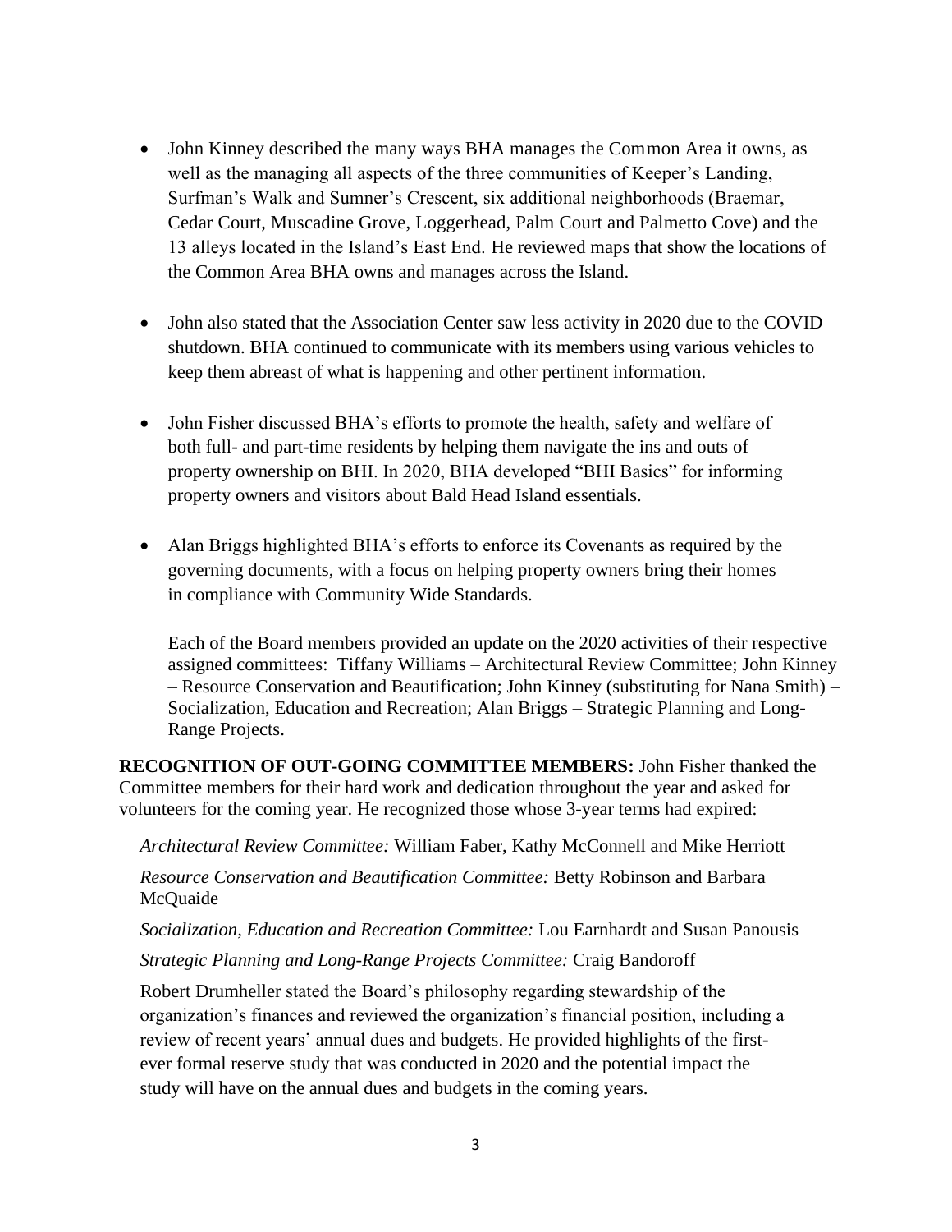- John Kinney described the many ways BHA manages the Common Area it owns, as well as the managing all aspects of the three communities of Keeper's Landing, Surfman's Walk and Sumner's Crescent, six additional neighborhoods (Braemar, Cedar Court, Muscadine Grove, Loggerhead, Palm Court and Palmetto Cove) and the 13 alleys located in the Island's East End. He reviewed maps that show the locations of the Common Area BHA owns and manages across the Island.

- John also stated that the Association Center saw less activity in 2020 due to the COVID shutdown. BHA continued to communicate with its members using various vehicles to keep them abreast of what is happening and other pertinent information.

- John Fisher discussed BHA's efforts to promote the health, safety and welfare of both full- and part-time residents by helping them navigate the ins and outs of property ownership on BHI. In 2020, BHA developed "BHI Basics" for informing property owners and visitors about Bald Head Island essentials.

- Alan Briggs highlighted BHA's efforts to enforce its Covenants as required by the governing documents, with a focus on helping property owners bring their homes in compliance with Community Wide Standards.

  Each of the Board members provided an update on the 2020 activities of their respective assigned committees: Tiffany Williams – Architectural Review Committee; John Kinney – Resource Conservation and Beautification; John Kinney (substituting for Nana Smith) – Socialization, Education and Recreation; Alan Briggs – Strategic Planning and Long-Range Projects.

**RECOGNITION OF OUT-GOING COMMITTEE MEMBERS:** John Fisher thanked the Committee members for their hard work and dedication throughout the year and asked for volunteers for the coming year. He recognized those whose 3-year terms had expired:

*Architectural Review Committee:* William Faber, Kathy McConnell and Mike Herriott

*Resource Conservation and Beautification Committee:* Betty Robinson and Barbara McQuaide

*Socialization, Education and Recreation Committee:* Lou Earnhardt and Susan Panousis

*Strategic Planning and Long-Range Projects Committee:* Craig Bandoroff

Robert Drumheller stated the Board's philosophy regarding stewardship of the organization's finances and reviewed the organization's financial position, including a review of recent years' annual dues and budgets. He provided highlights of the first-ever formal reserve study that was conducted in 2020 and the potential impact the study will have on the annual dues and budgets in the coming years.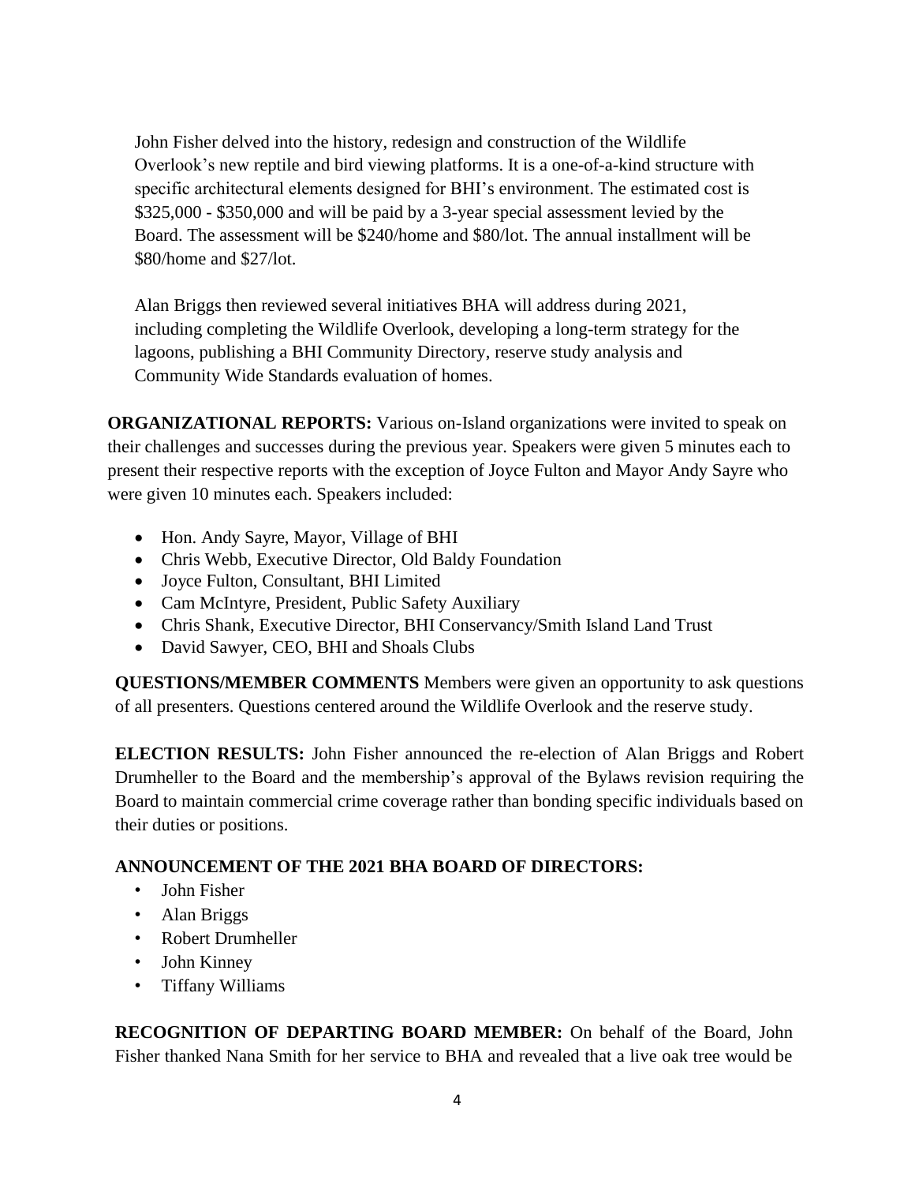John Fisher delved into the history, redesign and construction of the Wildlife Overlook's new reptile and bird viewing platforms. It is a one-of-a-kind structure with specific architectural elements designed for BHI's environment. The estimated cost is $325,000 - $350,000 and will be paid by a 3-year special assessment levied by the Board. The assessment will be $240/home and $80/lot. The annual installment will be $80/home and $27/lot.

Alan Briggs then reviewed several initiatives BHA will address during 2021, including completing the Wildlife Overlook, developing a long-term strategy for the lagoons, publishing a BHI Community Directory, reserve study analysis and Community Wide Standards evaluation of homes.

**ORGANIZATIONAL REPORTS:** Various on-Island organizations were invited to speak on their challenges and successes during the previous year. Speakers were given 5 minutes each to present their respective reports with the exception of Joyce Fulton and Mayor Andy Sayre who were given 10 minutes each. Speakers included:

- Hon. Andy Sayre, Mayor, Village of BHI
- Chris Webb, Executive Director, Old Baldy Foundation
- Joyce Fulton, Consultant, BHI Limited
- Cam McIntyre, President, Public Safety Auxiliary
- Chris Shank, Executive Director, BHI Conservancy/Smith Island Land Trust
- David Sawyer, CEO, BHI and Shoals Clubs

**QUESTIONS/MEMBER COMMENTS** Members were given an opportunity to ask questions of all presenters. Questions centered around the Wildlife Overlook and the reserve study.

**ELECTION RESULTS:** John Fisher announced the re-election of Alan Briggs and Robert Drumheller to the Board and the membership's approval of the Bylaws revision requiring the Board to maintain commercial crime coverage rather than bonding specific individuals based on their duties or positions.

**ANNOUNCEMENT OF THE 2021 BHA BOARD OF DIRECTORS:**

- John Fisher
- Alan Briggs
- Robert Drumheller
- John Kinney
- Tiffany Williams

**RECOGNITION OF DEPARTING BOARD MEMBER:** On behalf of the Board, John Fisher thanked Nana Smith for her service to BHA and revealed that a live oak tree would be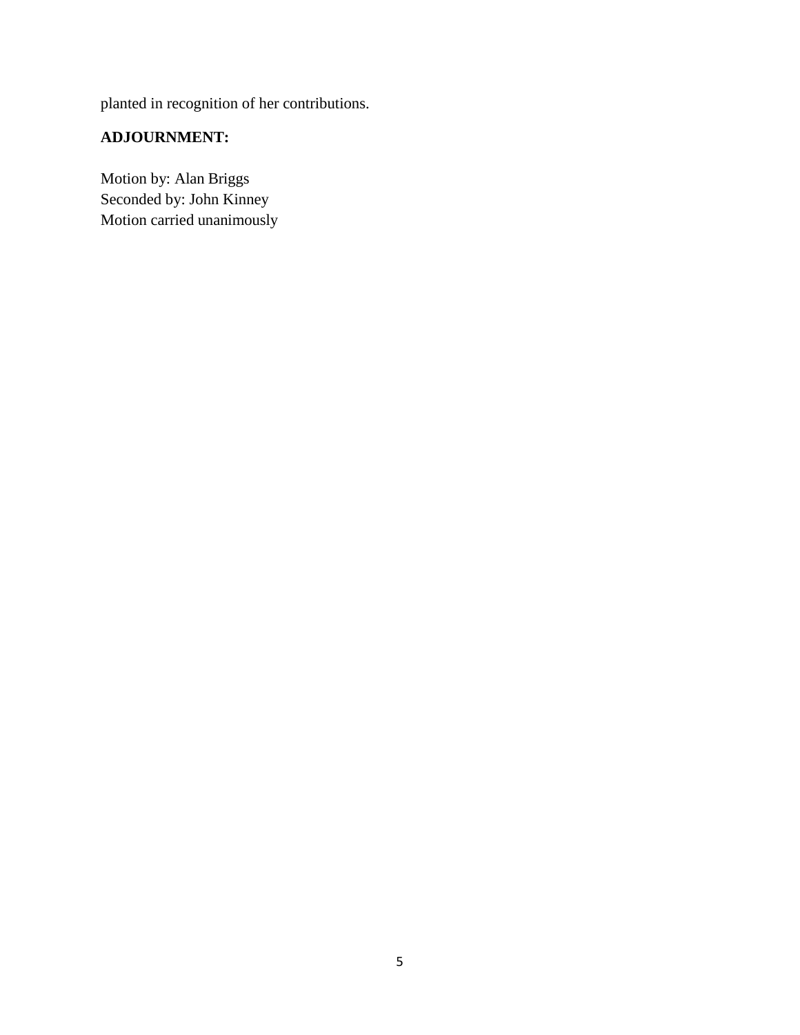planted in recognition of her contributions.

**ADJOURNMENT:**

Motion by: Alan Briggs
Seconded by: John Kinney
Motion carried unanimously